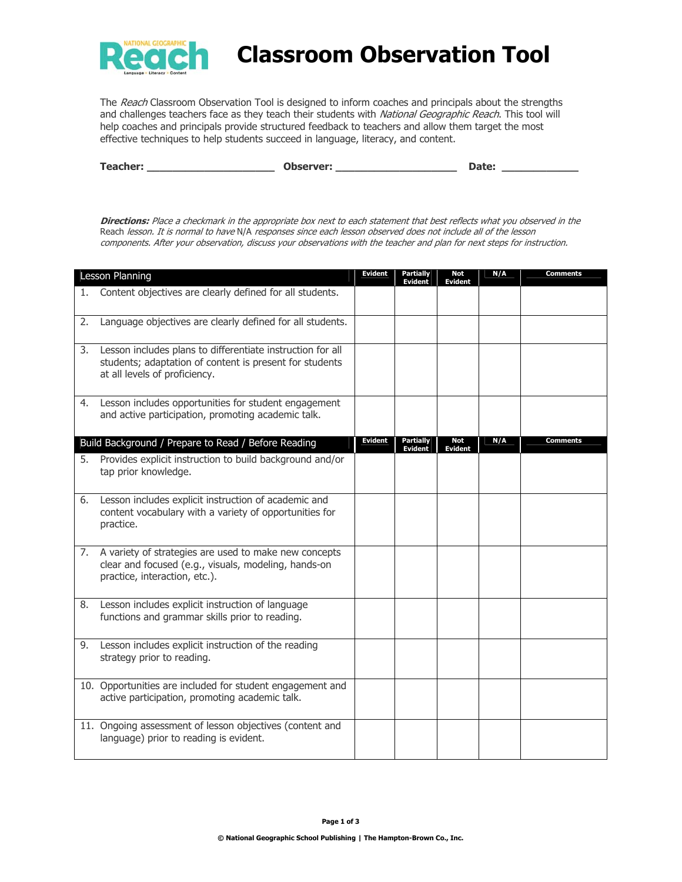# Classroom Observation Tool

The *Reach* Classroom Observation Tool is designed to inform coaches and principals about the strengths and challenges teachers face as they teach their students with *National Geographic Reach*. This tool will help coaches and principals provide structured feedback to teachers and allow them target the most effective techniques to help students succeed in language, literacy, and content.

**Teacher:** ____________________ **Observer:** ____________________ **Date:** ____________

***Directions:*** *Place a checkmark in the appropriate box next to each statement that best reflects what you observed in the* Reach *lesson. It is normal to have* N/A *responses since each lesson observed does not include all of the lesson components. After your observation, discuss your observations with the teacher and plan for next steps for instruction.*

| Lesson Planning | Evident | Partially Evident | Not Evident | N/A | Comments |
|---|---|---|---|---|---|
| 1. Content objectives are clearly defined for all students. | | | | | |
| 2. Language objectives are clearly defined for all students. | | | | | |
| 3. Lesson includes plans to differentiate instruction for all students; adaptation of content is present for students at all levels of proficiency. | | | | | |
| 4. Lesson includes opportunities for student engagement and active participation, promoting academic talk. | | | | | |

| Build Background / Prepare to Read / Before Reading | Evident | Partially Evident | Not Evident | N/A | Comments |
|---|---|---|---|---|---|
| 5. Provides explicit instruction to build background and/or tap prior knowledge. | | | | | |
| 6. Lesson includes explicit instruction of academic and content vocabulary with a variety of opportunities for practice. | | | | | |
| 7. A variety of strategies are used to make new concepts clear and focused (e.g., visuals, modeling, hands-on practice, interaction, etc.). | | | | | |
| 8. Lesson includes explicit instruction of language functions and grammar skills prior to reading. | | | | | |
| 9. Lesson includes explicit instruction of the reading strategy prior to reading. | | | | | |
| 10. Opportunities are included for student engagement and active participation, promoting academic talk. | | | | | |
| 11. Ongoing assessment of lesson objectives (content and language) prior to reading is evident. | | | | | |

© National Geographic School Publishing | The Hampton-Brown Co., Inc.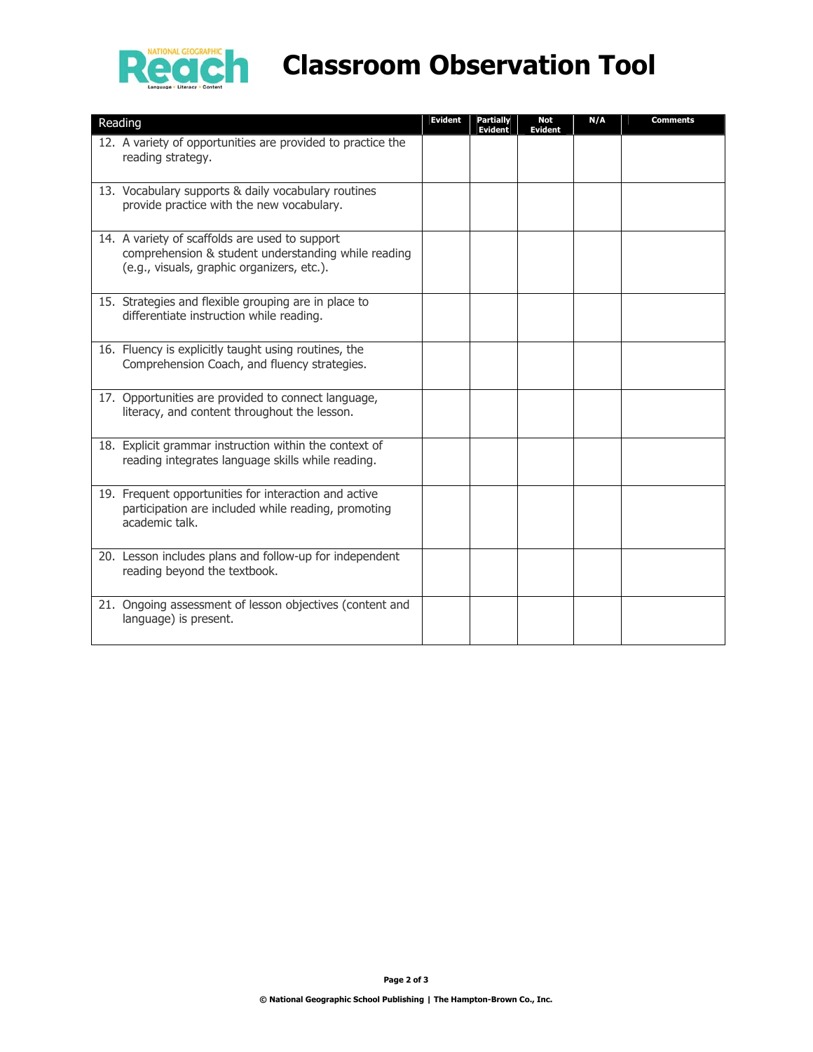# Classroom Observation Tool

| Reading | Evident | Partially Evident | Not Evident | N/A | Comments |
| --- | --- | --- | --- | --- | --- |
| 12. A variety of opportunities are provided to practice the reading strategy. | | | | | |
| 13. Vocabulary supports & daily vocabulary routines provide practice with the new vocabulary. | | | | | |
| 14. A variety of scaffolds are used to support comprehension & student understanding while reading (e.g., visuals, graphic organizers, etc.). | | | | | |
| 15. Strategies and flexible grouping are in place to differentiate instruction while reading. | | | | | |
| 16. Fluency is explicitly taught using routines, the Comprehension Coach, and fluency strategies. | | | | | |
| 17. Opportunities are provided to connect language, literacy, and content throughout the lesson. | | | | | |
| 18. Explicit grammar instruction within the context of reading integrates language skills while reading. | | | | | |
| 19. Frequent opportunities for interaction and active participation are included while reading, promoting academic talk. | | | | | |
| 20. Lesson includes plans and follow-up for independent reading beyond the textbook. | | | | | |
| 21. Ongoing assessment of lesson objectives (content and language) is present. | | | | | |

© National Geographic School Publishing | The Hampton-Brown Co., Inc.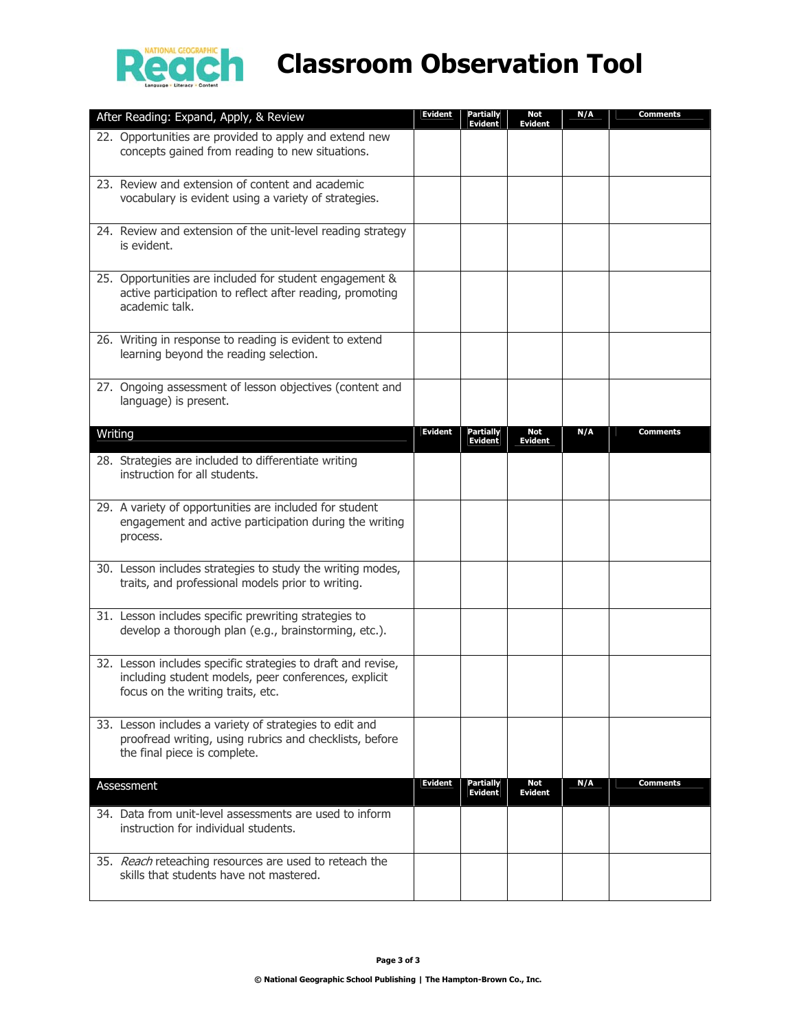# Classroom Observation Tool

| After Reading: Expand, Apply, & Review | Evident | Partially Evident | Not Evident | N/A | Comments |
|---|---|---|---|---|---|
| 22. Opportunities are provided to apply and extend new concepts gained from reading to new situations. | | | | | |
| 23. Review and extension of content and academic vocabulary is evident using a variety of strategies. | | | | | |
| 24. Review and extension of the unit-level reading strategy is evident. | | | | | |
| 25. Opportunities are included for student engagement & active participation to reflect after reading, promoting academic talk. | | | | | |
| 26. Writing in response to reading is evident to extend learning beyond the reading selection. | | | | | |
| 27. Ongoing assessment of lesson objectives (content and language) is present. | | | | | |

| Writing | Evident | Partially Evident | Not Evident | N/A | Comments |
|---|---|---|---|---|---|
| 28. Strategies are included to differentiate writing instruction for all students. | | | | | |
| 29. A variety of opportunities are included for student engagement and active participation during the writing process. | | | | | |
| 30. Lesson includes strategies to study the writing modes, traits, and professional models prior to writing. | | | | | |
| 31. Lesson includes specific prewriting strategies to develop a thorough plan (e.g., brainstorming, etc.). | | | | | |
| 32. Lesson includes specific strategies to draft and revise, including student models, peer conferences, explicit focus on the writing traits, etc. | | | | | |
| 33. Lesson includes a variety of strategies to edit and proofread writing, using rubrics and checklists, before the final piece is complete. | | | | | |

| Assessment | Evident | Partially Evident | Not Evident | N/A | Comments |
|---|---|---|---|---|---|
| 34. Data from unit-level assessments are used to inform instruction for individual students. | | | | | |
| 35. *Reach* reteaching resources are used to reteach the skills that students have not mastered. | | | | | |

© National Geographic School Publishing | The Hampton-Brown Co., Inc.